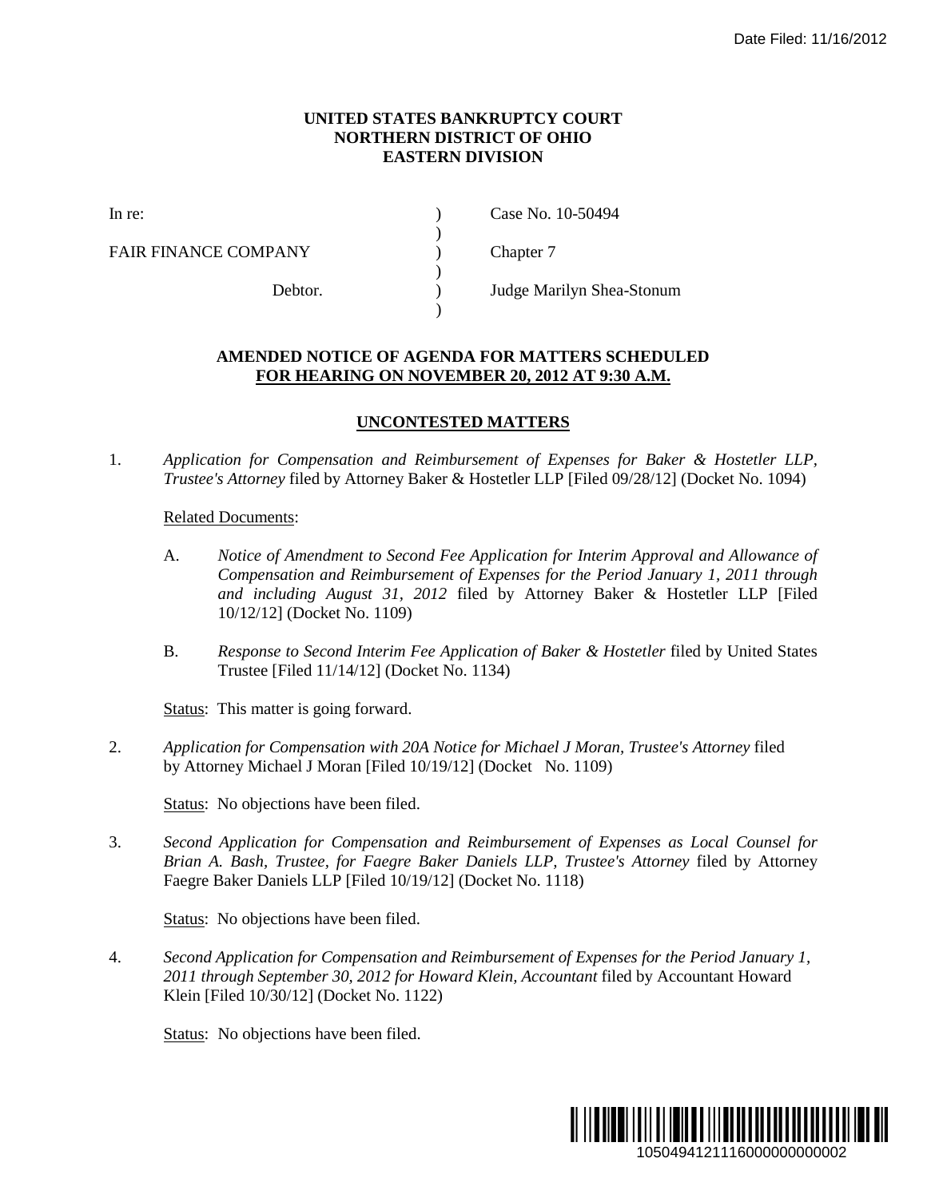**UNITED STATES BANKRUPTCY COURT**
**NORTHERN DISTRICT OF OHIO**
**EASTERN DIVISION**

| | | |
|---|---|---|
| In re: | ) | Case No. 10-50494 |
| | ) | |
| FAIR FINANCE COMPANY | ) | Chapter 7 |
| | ) | |
| Debtor. | ) | Judge Marilyn Shea-Stonum |
| | ) | |

**AMENDED NOTICE OF AGENDA FOR MATTERS SCHEDULED**
**FOR HEARING ON NOVEMBER 20, 2012 AT 9:30 A.M.**

**UNCONTESTED MATTERS**

1. *Application for Compensation and Reimbursement of Expenses for Baker & Hostetler LLP, Trustee's Attorney* filed by Attorney Baker & Hostetler LLP [Filed 09/28/12] (Docket No. 1094)

   Related Documents:

   A. *Notice of Amendment to Second Fee Application for Interim Approval and Allowance of Compensation and Reimbursement of Expenses for the Period January 1, 2011 through and including August 31, 2012* filed by Attorney Baker & Hostetler LLP [Filed 10/12/12] (Docket No. 1109)

   B. *Response to Second Interim Fee Application of Baker & Hostetler* filed by United States Trustee [Filed 11/14/12] (Docket No. 1134)

   Status: This matter is going forward.

2. *Application for Compensation with 20A Notice for Michael J Moran, Trustee's Attorney* filed by Attorney Michael J Moran [Filed 10/19/12] (Docket No. 1109)

   Status: No objections have been filed.

3. *Second Application for Compensation and Reimbursement of Expenses as Local Counsel for Brian A. Bash, Trustee, for Faegre Baker Daniels LLP, Trustee's Attorney* filed by Attorney Faegre Baker Daniels LLP [Filed 10/19/12] (Docket No. 1118)

   Status: No objections have been filed.

4. *Second Application for Compensation and Reimbursement of Expenses for the Period January 1, 2011 through September 30, 2012 for Howard Klein, Accountant* filed by Accountant Howard Klein [Filed 10/30/12] (Docket No. 1122)

   Status: No objections have been filed.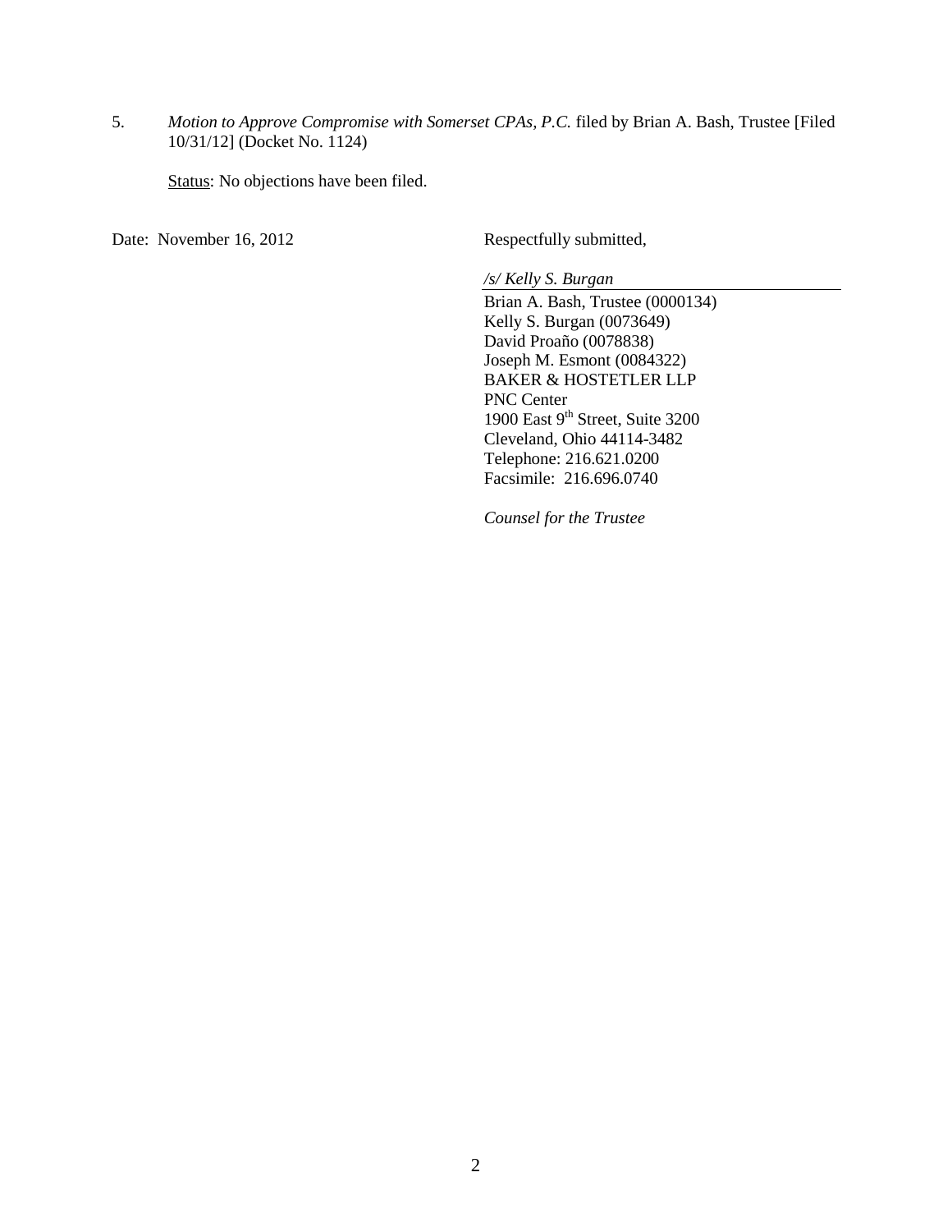5. *Motion to Approve Compromise with Somerset CPAs, P.C.* filed by Brian A. Bash, Trustee [Filed 10/31/12] (Docket No. 1124)

Status: No objections have been filed.

Date: November 16, 2012

Respectfully submitted,

*/s/ Kelly S. Burgan*

Brian A. Bash, Trustee (0000134)
Kelly S. Burgan (0073649)
David Proaño (0078838)
Joseph M. Esmont (0084322)
BAKER & HOSTETLER LLP
PNC Center
1900 East 9th Street, Suite 3200
Cleveland, Ohio 44114-3482
Telephone: 216.621.0200
Facsimile: 216.696.0740

*Counsel for the Trustee*